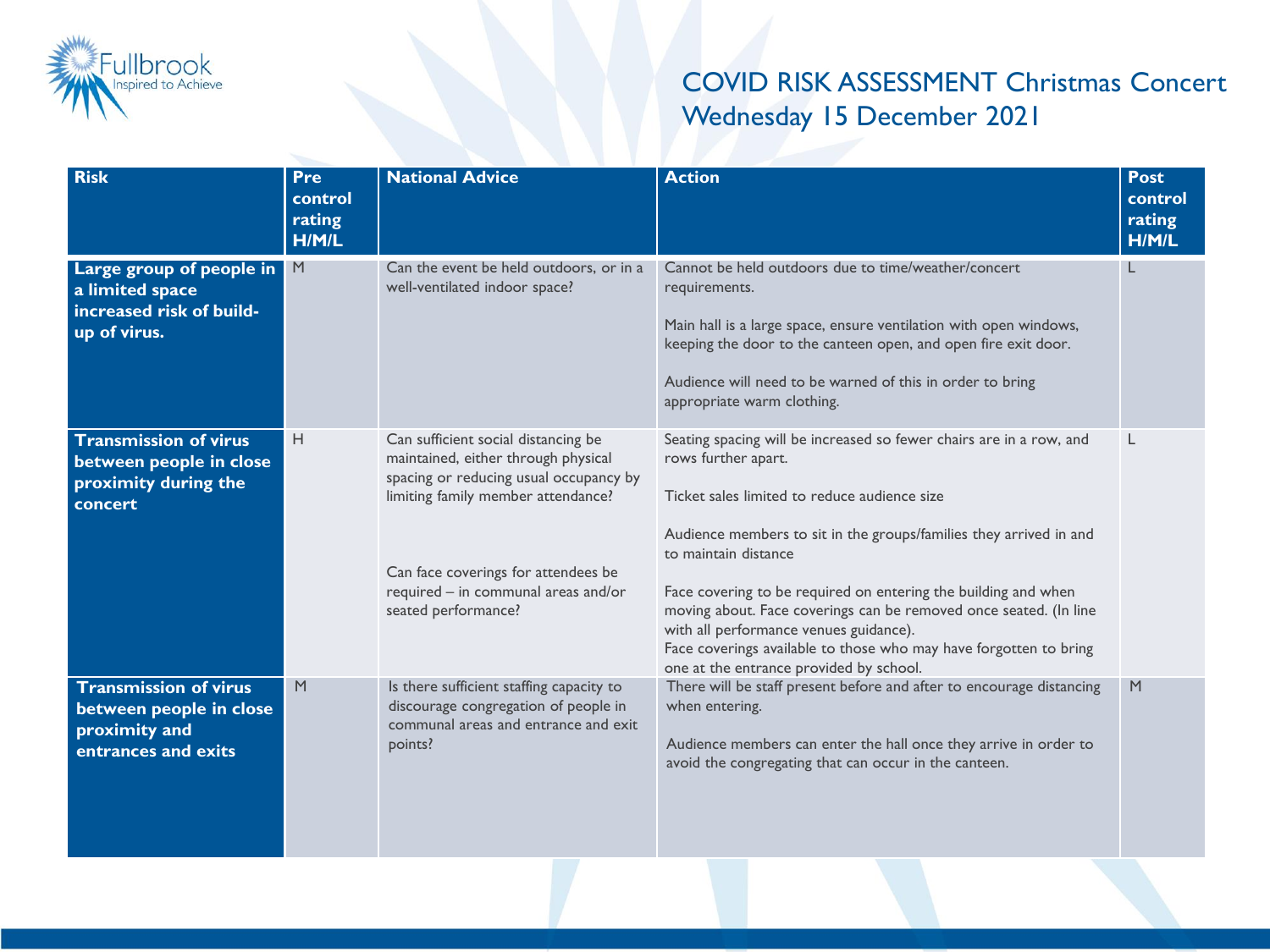Fullbrook
Inspired to Achieve

# COVID RISK ASSESSMENT Christmas Concert Wednesday 15 December 2021

| Risk | Pre control rating H/M/L | National Advice | Action | Post control rating H/M/L |
|---|---|---|---|---|
| **Large group of people in a limited space increased risk of build-up of virus.** | M | Can the event be held outdoors, or in a well-ventilated indoor space? | Cannot be held outdoors due to time/weather/concert requirements.<br><br>Main hall is a large space, ensure ventilation with open windows, keeping the door to the canteen open, and open fire exit door.<br><br>Audience will need to be warned of this in order to bring appropriate warm clothing. | L |
| **Transmission of virus between people in close proximity during the concert** | H | Can sufficient social distancing be maintained, either through physical spacing or reducing usual occupancy by limiting family member attendance?<br><br>Can face coverings for attendees be required – in communal areas and/or seated performance? | Seating spacing will be increased so fewer chairs are in a row, and rows further apart.<br><br>Ticket sales limited to reduce audience size<br><br>Audience members to sit in the groups/families they arrived in and to maintain distance<br><br>Face covering to be required on entering the building and when moving about. Face coverings can be removed once seated. (In line with all performance venues guidance).<br>Face coverings available to those who may have forgotten to bring one at the entrance provided by school. | L |
| **Transmission of virus between people in close proximity and entrances and exits** | M | Is there sufficient staffing capacity to discourage congregation of people in communal areas and entrance and exit points? | There will be staff present before and after to encourage distancing when entering.<br><br>Audience members can enter the hall once they arrive in order to avoid the congregating that can occur in the canteen. | M |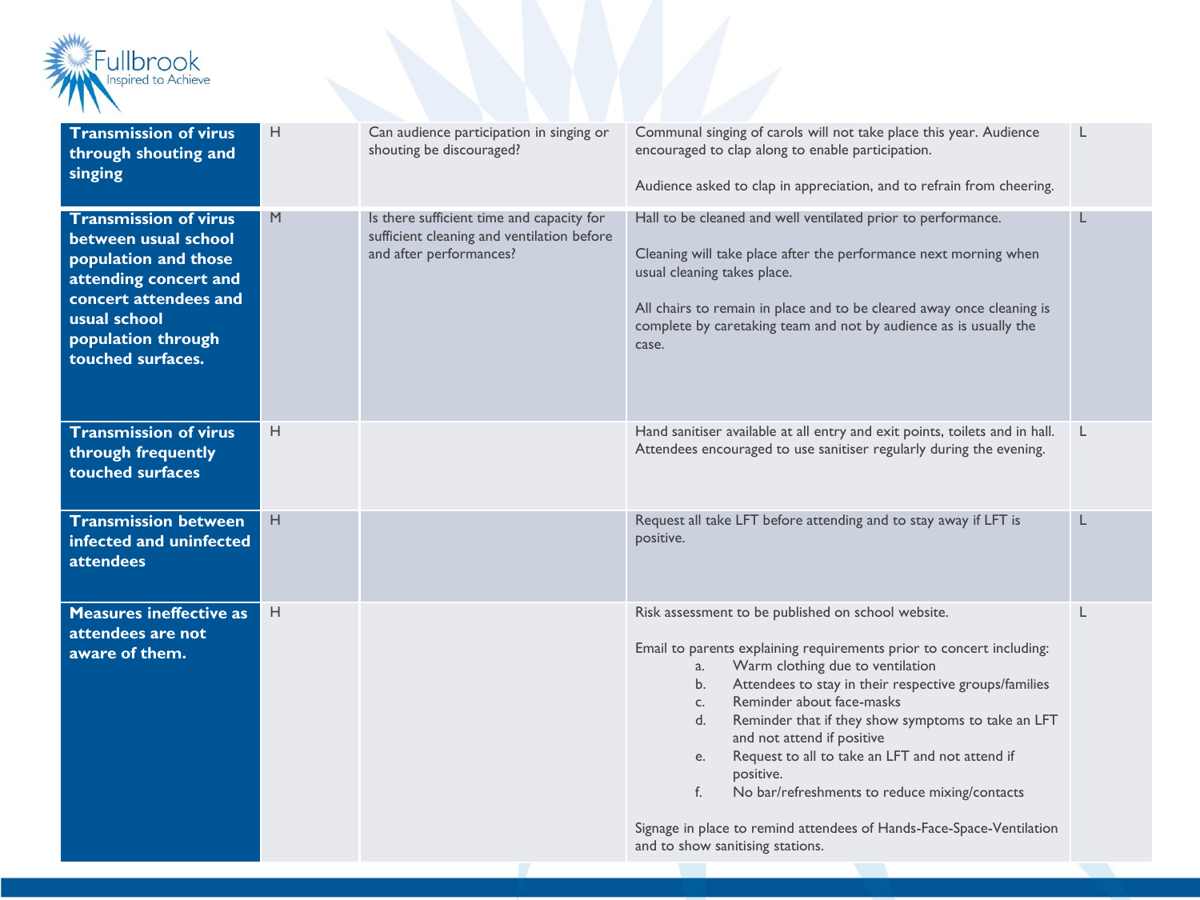| | | | | |
|---|---|---|---|---|
| **Transmission of virus through shouting and singing** | H | Can audience participation in singing or shouting be discouraged? | Communal singing of carols will not take place this year. Audience encouraged to clap along to enable participation.<br><br>Audience asked to clap in appreciation, and to refrain from cheering. | L |
| **Transmission of virus between usual school population and those attending concert and concert attendees and usual school population through touched surfaces.** | M | Is there sufficient time and capacity for sufficient cleaning and ventilation before and after performances? | Hall to be cleaned and well ventilated prior to performance.<br><br>Cleaning will take place after the performance next morning when usual cleaning takes place.<br><br>All chairs to remain in place and to be cleared away once cleaning is complete by caretaking team and not by audience as is usually the case. | L |
| **Transmission of virus through frequently touched surfaces** | H | | Hand sanitiser available at all entry and exit points, toilets and in hall. Attendees encouraged to use sanitiser regularly during the evening. | L |
| **Transmission between infected and uninfected attendees** | H | | Request all take LFT before attending and to stay away if LFT is positive. | L |
| **Measures ineffective as attendees are not aware of them.** | H | | Risk assessment to be published on school website.<br><br>Email to parents explaining requirements prior to concert including:<br>a. Warm clothing due to ventilation<br>b. Attendees to stay in their respective groups/families<br>c. Reminder about face-masks<br>d. Reminder that if they show symptoms to take an LFT and not attend if positive<br>e. Request to all to take an LFT and not attend if positive.<br>f. No bar/refreshments to reduce mixing/contacts<br><br>Signage in place to remind attendees of Hands-Face-Space-Ventilation and to show sanitising stations. | L |